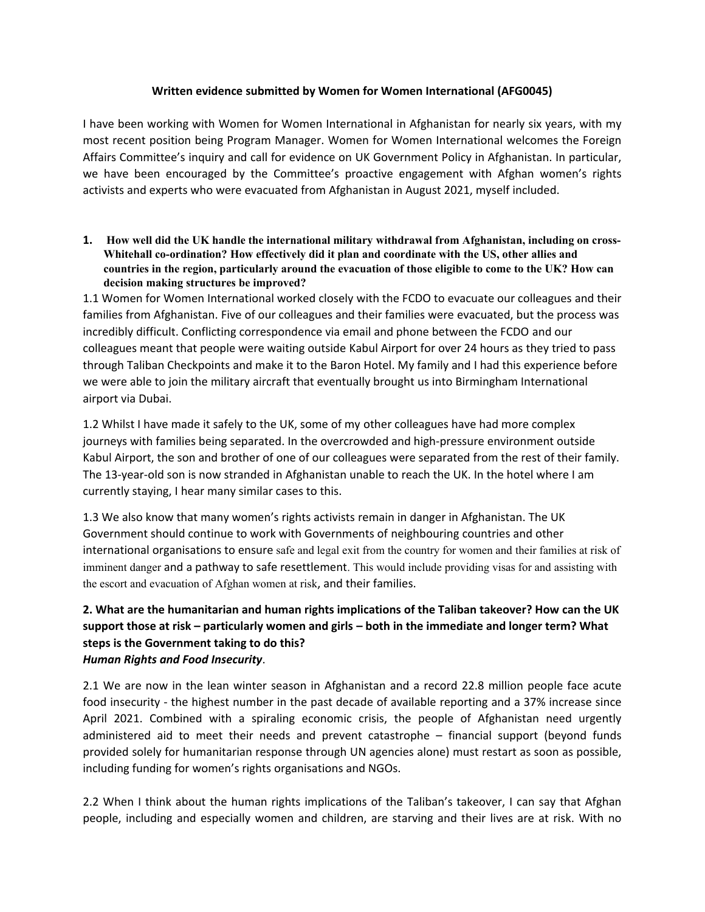**Written evidence submitted by Women for Women International (AFG0045)**

I have been working with Women for Women International in Afghanistan for nearly six years, with my most recent position being Program Manager. Women for Women International welcomes the Foreign Affairs Committee's inquiry and call for evidence on UK Government Policy in Afghanistan. In particular, we have been encouraged by the Committee's proactive engagement with Afghan women's rights activists and experts who were evacuated from Afghanistan in August 2021, myself included.

**1. How well did the UK handle the international military withdrawal from Afghanistan, including on cross-Whitehall co-ordination? How effectively did it plan and coordinate with the US, other allies and countries in the region, particularly around the evacuation of those eligible to come to the UK? How can decision making structures be improved?**

1.1 Women for Women International worked closely with the FCDO to evacuate our colleagues and their families from Afghanistan. Five of our colleagues and their families were evacuated, but the process was incredibly difficult. Conflicting correspondence via email and phone between the FCDO and our colleagues meant that people were waiting outside Kabul Airport for over 24 hours as they tried to pass through Taliban Checkpoints and make it to the Baron Hotel. My family and I had this experience before we were able to join the military aircraft that eventually brought us into Birmingham International airport via Dubai.

1.2 Whilst I have made it safely to the UK, some of my other colleagues have had more complex journeys with families being separated. In the overcrowded and high-pressure environment outside Kabul Airport, the son and brother of one of our colleagues were separated from the rest of their family. The 13-year-old son is now stranded in Afghanistan unable to reach the UK. In the hotel where I am currently staying, I hear many similar cases to this.

1.3 We also know that many women's rights activists remain in danger in Afghanistan. The UK Government should continue to work with Governments of neighbouring countries and other international organisations to ensure safe and legal exit from the country for women and their families at risk of imminent danger and a pathway to safe resettlement. This would include providing visas for and assisting with the escort and evacuation of Afghan women at risk, and their families.

**2. What are the humanitarian and human rights implications of the Taliban takeover? How can the UK support those at risk – particularly women and girls – both in the immediate and longer term? What steps is the Government taking to do this?**

***Human Rights and Food Insecurity*.**

2.1 We are now in the lean winter season in Afghanistan and a record 22.8 million people face acute food insecurity - the highest number in the past decade of available reporting and a 37% increase since April 2021. Combined with a spiraling economic crisis, the people of Afghanistan need urgently administered aid to meet their needs and prevent catastrophe – financial support (beyond funds provided solely for humanitarian response through UN agencies alone) must restart as soon as possible, including funding for women's rights organisations and NGOs.

2.2 When I think about the human rights implications of the Taliban's takeover, I can say that Afghan people, including and especially women and children, are starving and their lives are at risk. With no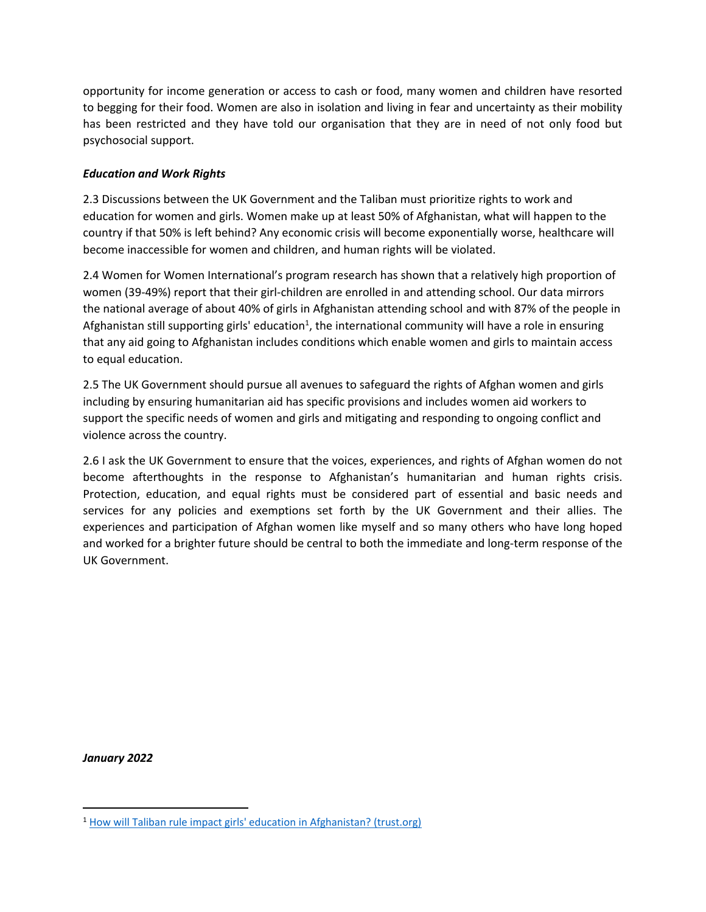opportunity for income generation or access to cash or food, many women and children have resorted to begging for their food. Women are also in isolation and living in fear and uncertainty as their mobility has been restricted and they have told our organisation that they are in need of not only food but psychosocial support.

***Education and Work Rights***

2.3 Discussions between the UK Government and the Taliban must prioritize rights to work and education for women and girls. Women make up at least 50% of Afghanistan, what will happen to the country if that 50% is left behind? Any economic crisis will become exponentially worse, healthcare will become inaccessible for women and children, and human rights will be violated.

2.4 Women for Women International's program research has shown that a relatively high proportion of women (39-49%) report that their girl-children are enrolled in and attending school. Our data mirrors the national average of about 40% of girls in Afghanistan attending school and with 87% of the people in Afghanistan still supporting girls' education[1], the international community will have a role in ensuring that any aid going to Afghanistan includes conditions which enable women and girls to maintain access to equal education.

2.5 The UK Government should pursue all avenues to safeguard the rights of Afghan women and girls including by ensuring humanitarian aid has specific provisions and includes women aid workers to support the specific needs of women and girls and mitigating and responding to ongoing conflict and violence across the country.

2.6 I ask the UK Government to ensure that the voices, experiences, and rights of Afghan women do not become afterthoughts in the response to Afghanistan's humanitarian and human rights crisis. Protection, education, and equal rights must be considered part of essential and basic needs and services for any policies and exemptions set forth by the UK Government and their allies. The experiences and participation of Afghan women like myself and so many others who have long hoped and worked for a brighter future should be central to both the immediate and long-term response of the UK Government.

***January 2022***

---

[1] How will Taliban rule impact girls' education in Afghanistan? (trust.org)